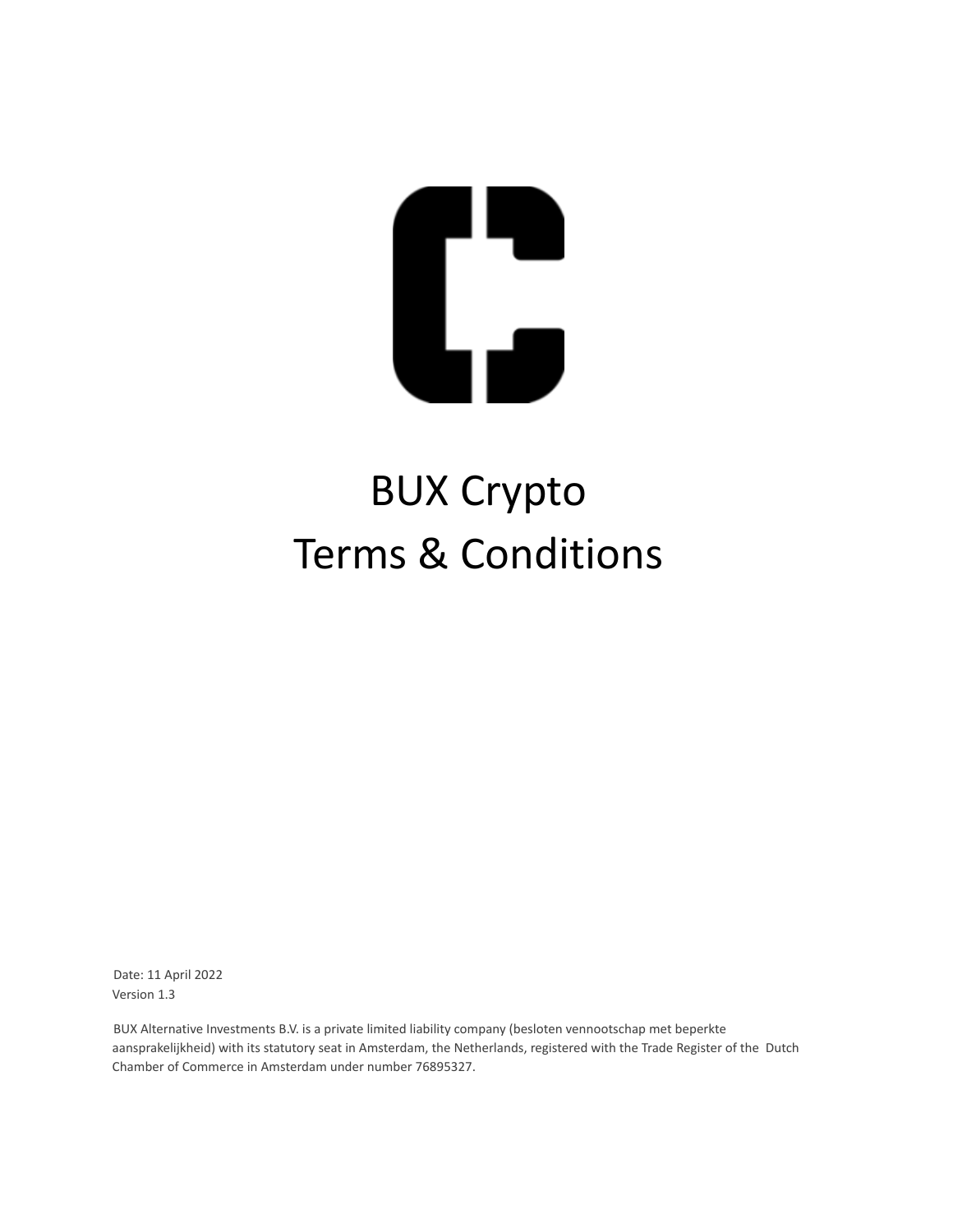# BUX Crypto
# Terms & Conditions

Date: 11 April 2022
Version 1.3

BUX Alternative Investments B.V. is a private limited liability company (besloten vennootschap met beperkte aansprakelijkheid) with its statutory seat in Amsterdam, the Netherlands, registered with the Trade Register of the Dutch Chamber of Commerce in Amsterdam under number 76895327.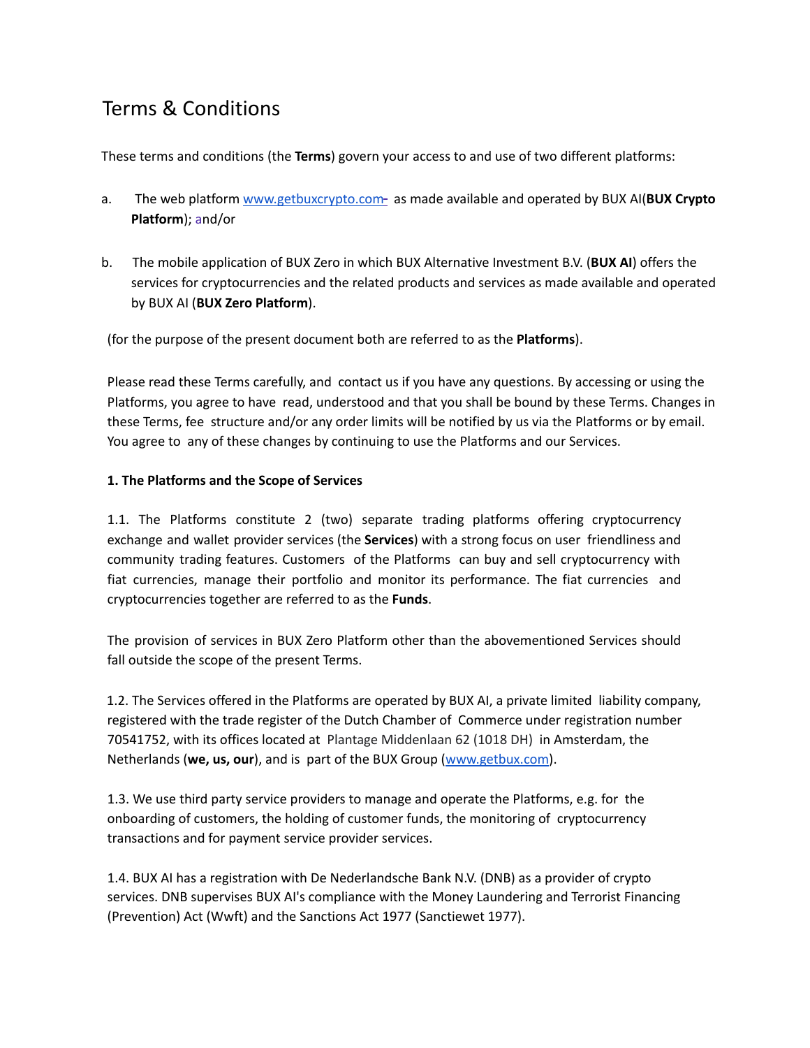# Terms & Conditions

These terms and conditions (the **Terms**) govern your access to and use of two different platforms:

a. The web platform www.getbuxcrypto.com- as made available and operated by BUX AI(**BUX Crypto Platform**); and/or

b. The mobile application of BUX Zero in which BUX Alternative Investment B.V. (**BUX AI**) offers the services for cryptocurrencies and the related products and services as made available and operated by BUX AI (**BUX Zero Platform**).

(for the purpose of the present document both are referred to as the **Platforms**).

Please read these Terms carefully, and contact us if you have any questions. By accessing or using the Platforms, you agree to have read, understood and that you shall be bound by these Terms. Changes in these Terms, fee structure and/or any order limits will be notified by us via the Platforms or by email. You agree to any of these changes by continuing to use the Platforms and our Services.

**1. The Platforms and the Scope of Services**

1.1. The Platforms constitute 2 (two) separate trading platforms offering cryptocurrency exchange and wallet provider services (the **Services**) with a strong focus on user friendliness and community trading features. Customers of the Platforms can buy and sell cryptocurrency with fiat currencies, manage their portfolio and monitor its performance. The fiat currencies and cryptocurrencies together are referred to as the **Funds**.

The provision of services in BUX Zero Platform other than the abovementioned Services should fall outside the scope of the present Terms.

1.2. The Services offered in the Platforms are operated by BUX AI, a private limited liability company, registered with the trade register of the Dutch Chamber of Commerce under registration number 70541752, with its offices located at Plantage Middenlaan 62 (1018 DH) in Amsterdam, the Netherlands (**we, us, our**), and is part of the BUX Group (www.getbux.com).

1.3. We use third party service providers to manage and operate the Platforms, e.g. for the onboarding of customers, the holding of customer funds, the monitoring of cryptocurrency transactions and for payment service provider services.

1.4. BUX AI has a registration with De Nederlandsche Bank N.V. (DNB) as a provider of crypto services. DNB supervises BUX AI's compliance with the Money Laundering and Terrorist Financing (Prevention) Act (Wwft) and the Sanctions Act 1977 (Sanctiewet 1977).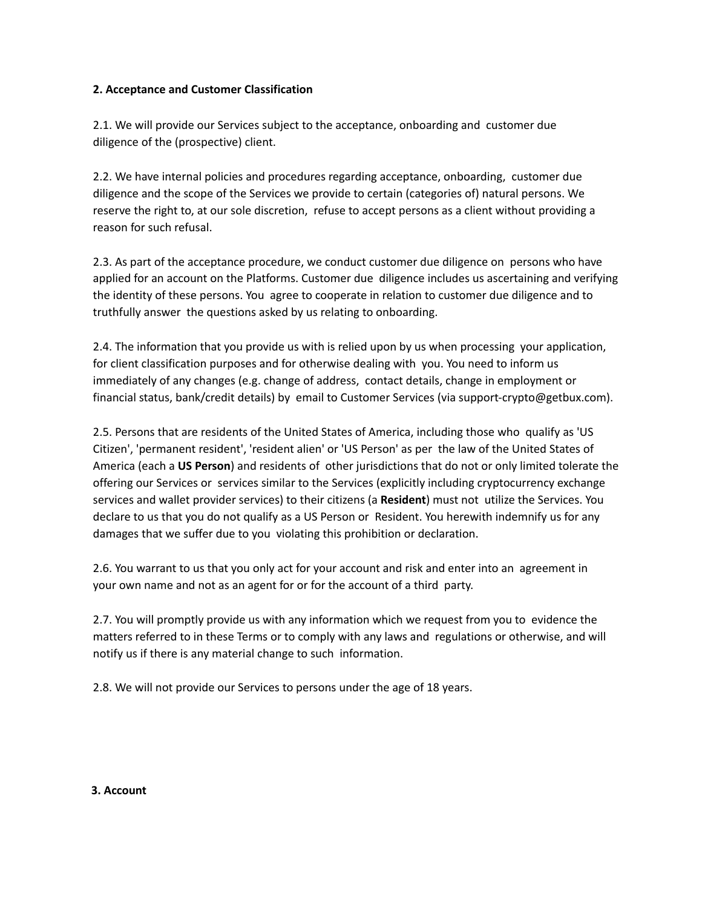## 2. Acceptance and Customer Classification

2.1. We will provide our Services subject to the acceptance, onboarding and customer due diligence of the (prospective) client.

2.2. We have internal policies and procedures regarding acceptance, onboarding, customer due diligence and the scope of the Services we provide to certain (categories of) natural persons. We reserve the right to, at our sole discretion, refuse to accept persons as a client without providing a reason for such refusal.

2.3. As part of the acceptance procedure, we conduct customer due diligence on persons who have applied for an account on the Platforms. Customer due diligence includes us ascertaining and verifying the identity of these persons. You agree to cooperate in relation to customer due diligence and to truthfully answer the questions asked by us relating to onboarding.

2.4. The information that you provide us with is relied upon by us when processing your application, for client classification purposes and for otherwise dealing with you. You need to inform us immediately of any changes (e.g. change of address, contact details, change in employment or financial status, bank/credit details) by email to Customer Services (via support-crypto@getbux.com).

2.5. Persons that are residents of the United States of America, including those who qualify as 'US Citizen', 'permanent resident', 'resident alien' or 'US Person' as per the law of the United States of America (each a **US Person**) and residents of other jurisdictions that do not or only limited tolerate the offering our Services or services similar to the Services (explicitly including cryptocurrency exchange services and wallet provider services) to their citizens (a **Resident**) must not utilize the Services. You declare to us that you do not qualify as a US Person or Resident. You herewith indemnify us for any damages that we suffer due to you violating this prohibition or declaration.

2.6. You warrant to us that you only act for your account and risk and enter into an agreement in your own name and not as an agent for or for the account of a third party.

2.7. You will promptly provide us with any information which we request from you to evidence the matters referred to in these Terms or to comply with any laws and regulations or otherwise, and will notify us if there is any material change to such information.

2.8. We will not provide our Services to persons under the age of 18 years.

## 3. Account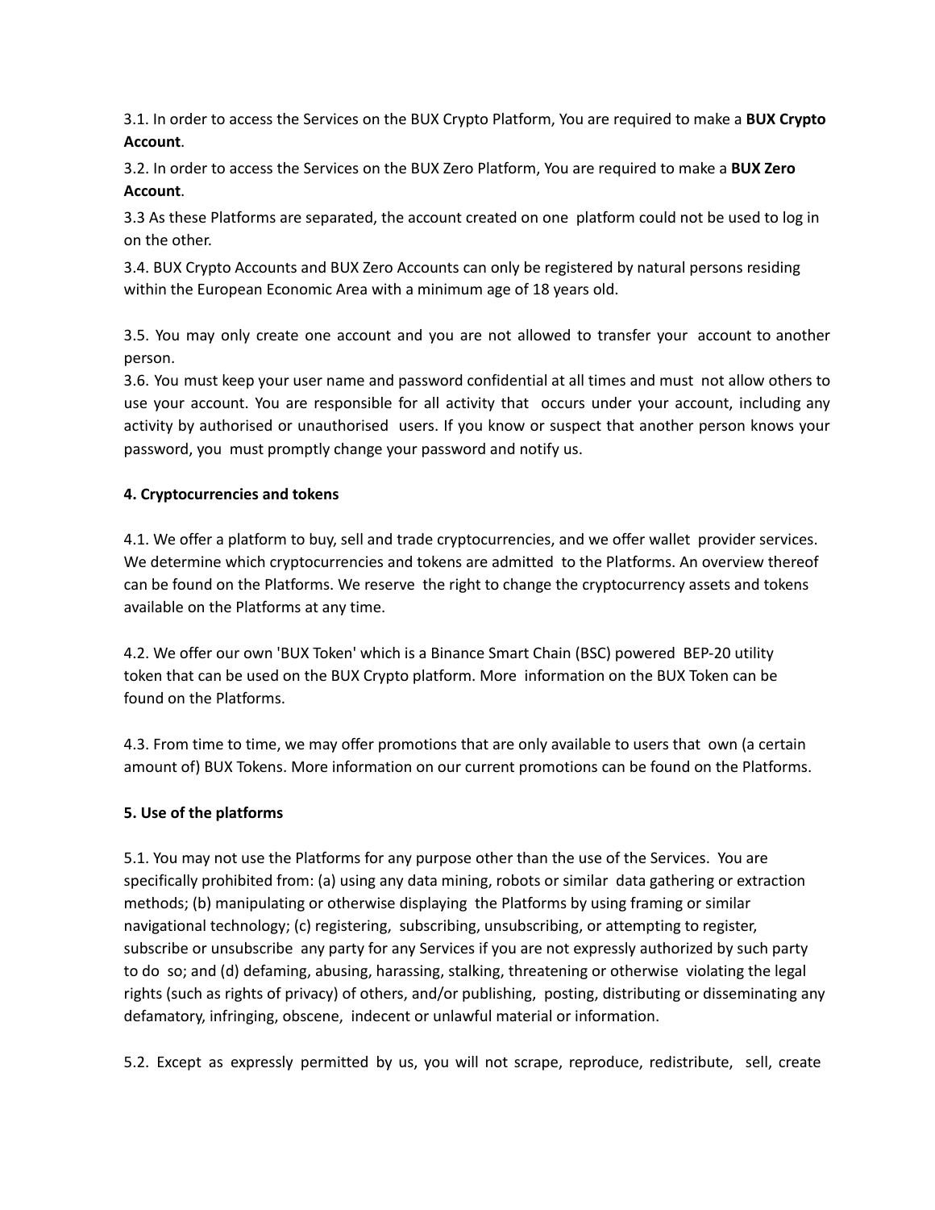3.1. In order to access the Services on the BUX Crypto Platform, You are required to make a **BUX Crypto Account**.

3.2. In order to access the Services on the BUX Zero Platform, You are required to make a **BUX Zero Account**.

3.3 As these Platforms are separated, the account created on one platform could not be used to log in on the other.

3.4. BUX Crypto Accounts and BUX Zero Accounts can only be registered by natural persons residing within the European Economic Area with a minimum age of 18 years old.

3.5. You may only create one account and you are not allowed to transfer your account to another person.

3.6. You must keep your user name and password confidential at all times and must not allow others to use your account. You are responsible for all activity that occurs under your account, including any activity by authorised or unauthorised users. If you know or suspect that another person knows your password, you must promptly change your password and notify us.

**4. Cryptocurrencies and tokens**

4.1. We offer a platform to buy, sell and trade cryptocurrencies, and we offer wallet provider services. We determine which cryptocurrencies and tokens are admitted to the Platforms. An overview thereof can be found on the Platforms. We reserve the right to change the cryptocurrency assets and tokens available on the Platforms at any time.

4.2. We offer our own 'BUX Token' which is a Binance Smart Chain (BSC) powered BEP-20 utility token that can be used on the BUX Crypto platform. More information on the BUX Token can be found on the Platforms.

4.3. From time to time, we may offer promotions that are only available to users that own (a certain amount of) BUX Tokens. More information on our current promotions can be found on the Platforms.

**5. Use of the platforms**

5.1. You may not use the Platforms for any purpose other than the use of the Services. You are specifically prohibited from: (a) using any data mining, robots or similar data gathering or extraction methods; (b) manipulating or otherwise displaying the Platforms by using framing or similar navigational technology; (c) registering, subscribing, unsubscribing, or attempting to register, subscribe or unsubscribe any party for any Services if you are not expressly authorized by such party to do so; and (d) defaming, abusing, harassing, stalking, threatening or otherwise violating the legal rights (such as rights of privacy) of others, and/or publishing, posting, distributing or disseminating any defamatory, infringing, obscene, indecent or unlawful material or information.

5.2. Except as expressly permitted by us, you will not scrape, reproduce, redistribute, sell, create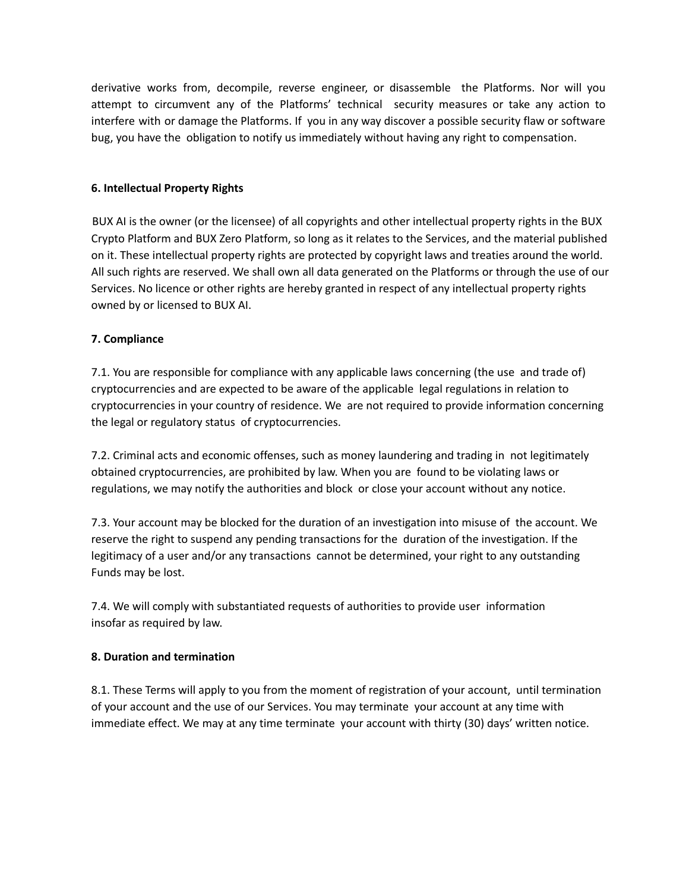derivative works from, decompile, reverse engineer, or disassemble the Platforms. Nor will you attempt to circumvent any of the Platforms' technical security measures or take any action to interfere with or damage the Platforms. If you in any way discover a possible security flaw or software bug, you have the obligation to notify us immediately without having any right to compensation.

**6. Intellectual Property Rights**

BUX AI is the owner (or the licensee) of all copyrights and other intellectual property rights in the BUX Crypto Platform and BUX Zero Platform, so long as it relates to the Services, and the material published on it. These intellectual property rights are protected by copyright laws and treaties around the world. All such rights are reserved. We shall own all data generated on the Platforms or through the use of our Services. No licence or other rights are hereby granted in respect of any intellectual property rights owned by or licensed to BUX AI.

**7. Compliance**

7.1. You are responsible for compliance with any applicable laws concerning (the use and trade of) cryptocurrencies and are expected to be aware of the applicable legal regulations in relation to cryptocurrencies in your country of residence. We are not required to provide information concerning the legal or regulatory status of cryptocurrencies.

7.2. Criminal acts and economic offenses, such as money laundering and trading in not legitimately obtained cryptocurrencies, are prohibited by law. When you are found to be violating laws or regulations, we may notify the authorities and block or close your account without any notice.

7.3. Your account may be blocked for the duration of an investigation into misuse of the account. We reserve the right to suspend any pending transactions for the duration of the investigation. If the legitimacy of a user and/or any transactions cannot be determined, your right to any outstanding Funds may be lost.

7.4. We will comply with substantiated requests of authorities to provide user information insofar as required by law.

**8. Duration and termination**

8.1. These Terms will apply to you from the moment of registration of your account, until termination of your account and the use of our Services. You may terminate your account at any time with immediate effect. We may at any time terminate your account with thirty (30) days' written notice.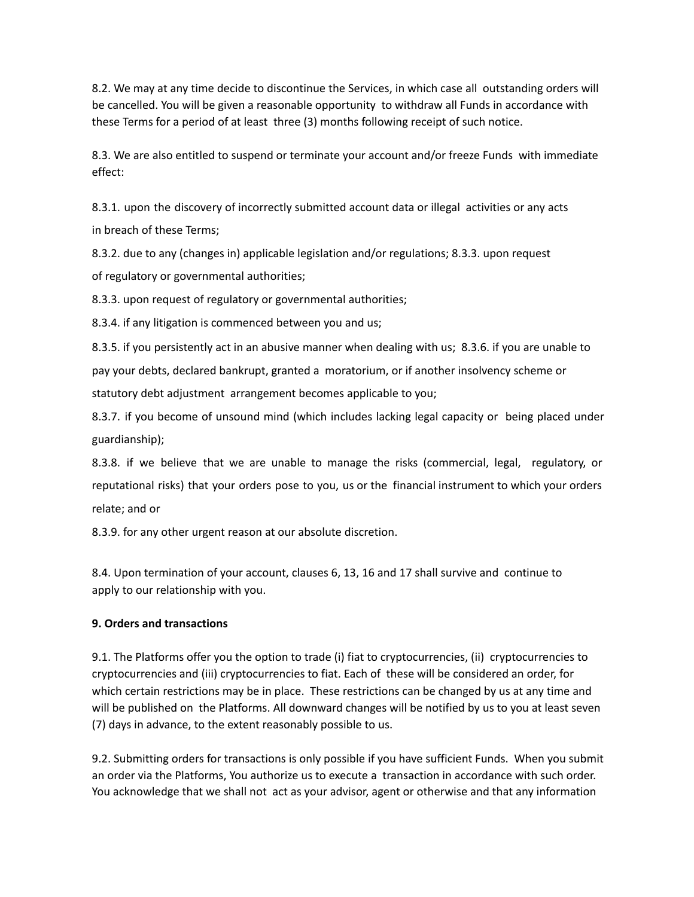8.2. We may at any time decide to discontinue the Services, in which case all outstanding orders will be cancelled. You will be given a reasonable opportunity to withdraw all Funds in accordance with these Terms for a period of at least three (3) months following receipt of such notice.

8.3. We are also entitled to suspend or terminate your account and/or freeze Funds with immediate effect:

8.3.1. upon the discovery of incorrectly submitted account data or illegal activities or any acts in breach of these Terms;

8.3.2. due to any (changes in) applicable legislation and/or regulations; 8.3.3. upon request of regulatory or governmental authorities;

8.3.3. upon request of regulatory or governmental authorities;

8.3.4. if any litigation is commenced between you and us;

8.3.5. if you persistently act in an abusive manner when dealing with us; 8.3.6. if you are unable to pay your debts, declared bankrupt, granted a moratorium, or if another insolvency scheme or statutory debt adjustment arrangement becomes applicable to you;

8.3.7. if you become of unsound mind (which includes lacking legal capacity or being placed under guardianship);

8.3.8. if we believe that we are unable to manage the risks (commercial, legal, regulatory, or reputational risks) that your orders pose to you, us or the financial instrument to which your orders relate; and or

8.3.9. for any other urgent reason at our absolute discretion.

8.4. Upon termination of your account, clauses 6, 13, 16 and 17 shall survive and continue to apply to our relationship with you.

**9. Orders and transactions**

9.1. The Platforms offer you the option to trade (i) fiat to cryptocurrencies, (ii) cryptocurrencies to cryptocurrencies and (iii) cryptocurrencies to fiat. Each of these will be considered an order, for which certain restrictions may be in place. These restrictions can be changed by us at any time and will be published on the Platforms. All downward changes will be notified by us to you at least seven (7) days in advance, to the extent reasonably possible to us.

9.2. Submitting orders for transactions is only possible if you have sufficient Funds. When you submit an order via the Platforms, You authorize us to execute a transaction in accordance with such order. You acknowledge that we shall not act as your advisor, agent or otherwise and that any information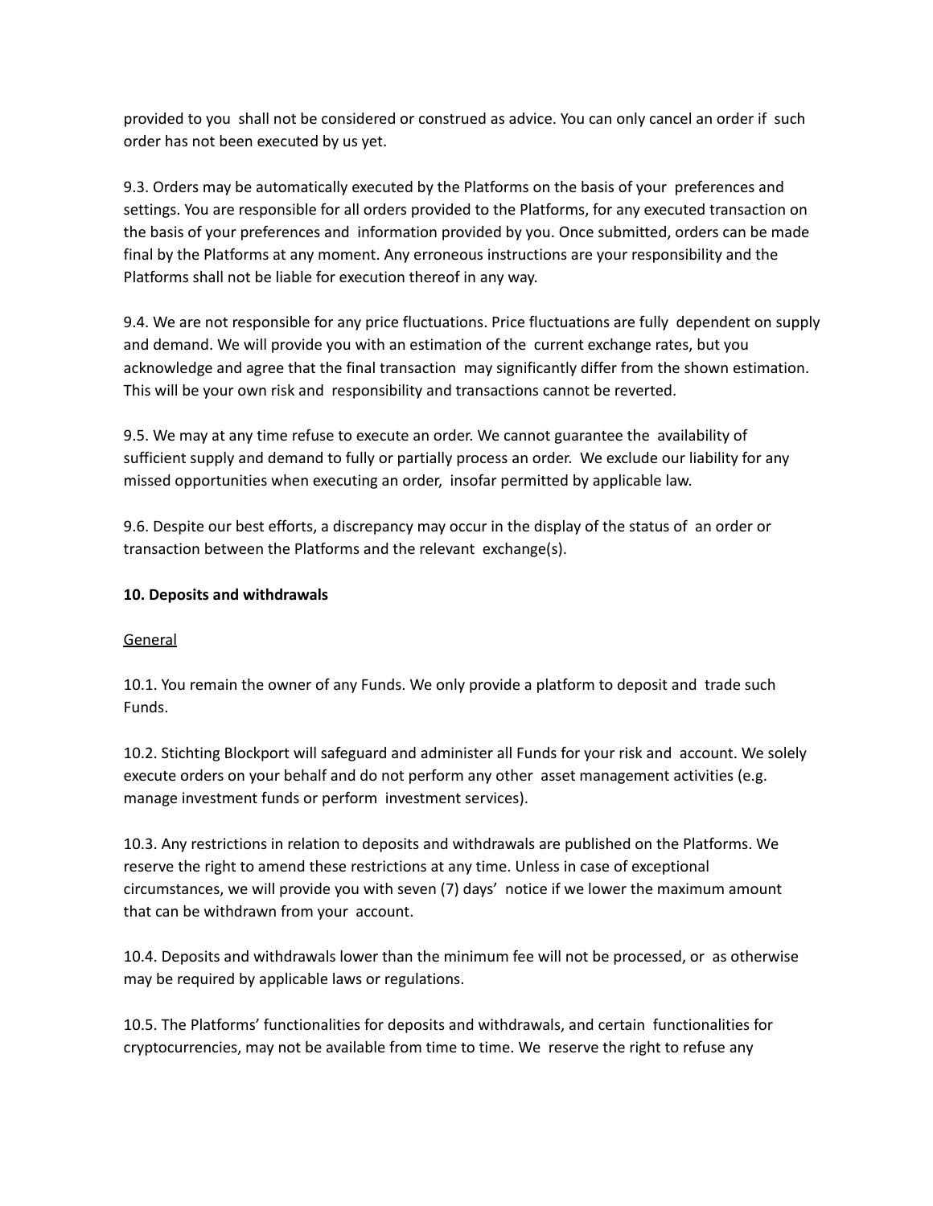provided to you shall not be considered or construed as advice. You can only cancel an order if such order has not been executed by us yet.

9.3. Orders may be automatically executed by the Platforms on the basis of your preferences and settings. You are responsible for all orders provided to the Platforms, for any executed transaction on the basis of your preferences and information provided by you. Once submitted, orders can be made final by the Platforms at any moment. Any erroneous instructions are your responsibility and the Platforms shall not be liable for execution thereof in any way.

9.4. We are not responsible for any price fluctuations. Price fluctuations are fully dependent on supply and demand. We will provide you with an estimation of the current exchange rates, but you acknowledge and agree that the final transaction may significantly differ from the shown estimation. This will be your own risk and responsibility and transactions cannot be reverted.

9.5. We may at any time refuse to execute an order. We cannot guarantee the availability of sufficient supply and demand to fully or partially process an order. We exclude our liability for any missed opportunities when executing an order, insofar permitted by applicable law.

9.6. Despite our best efforts, a discrepancy may occur in the display of the status of an order or transaction between the Platforms and the relevant exchange(s).

**10. Deposits and withdrawals**

<u>General</u>

10.1. You remain the owner of any Funds. We only provide a platform to deposit and trade such Funds.

10.2. Stichting Blockport will safeguard and administer all Funds for your risk and account. We solely execute orders on your behalf and do not perform any other asset management activities (e.g. manage investment funds or perform investment services).

10.3. Any restrictions in relation to deposits and withdrawals are published on the Platforms. We reserve the right to amend these restrictions at any time. Unless in case of exceptional circumstances, we will provide you with seven (7) days' notice if we lower the maximum amount that can be withdrawn from your account.

10.4. Deposits and withdrawals lower than the minimum fee will not be processed, or as otherwise may be required by applicable laws or regulations.

10.5. The Platforms' functionalities for deposits and withdrawals, and certain functionalities for cryptocurrencies, may not be available from time to time. We reserve the right to refuse any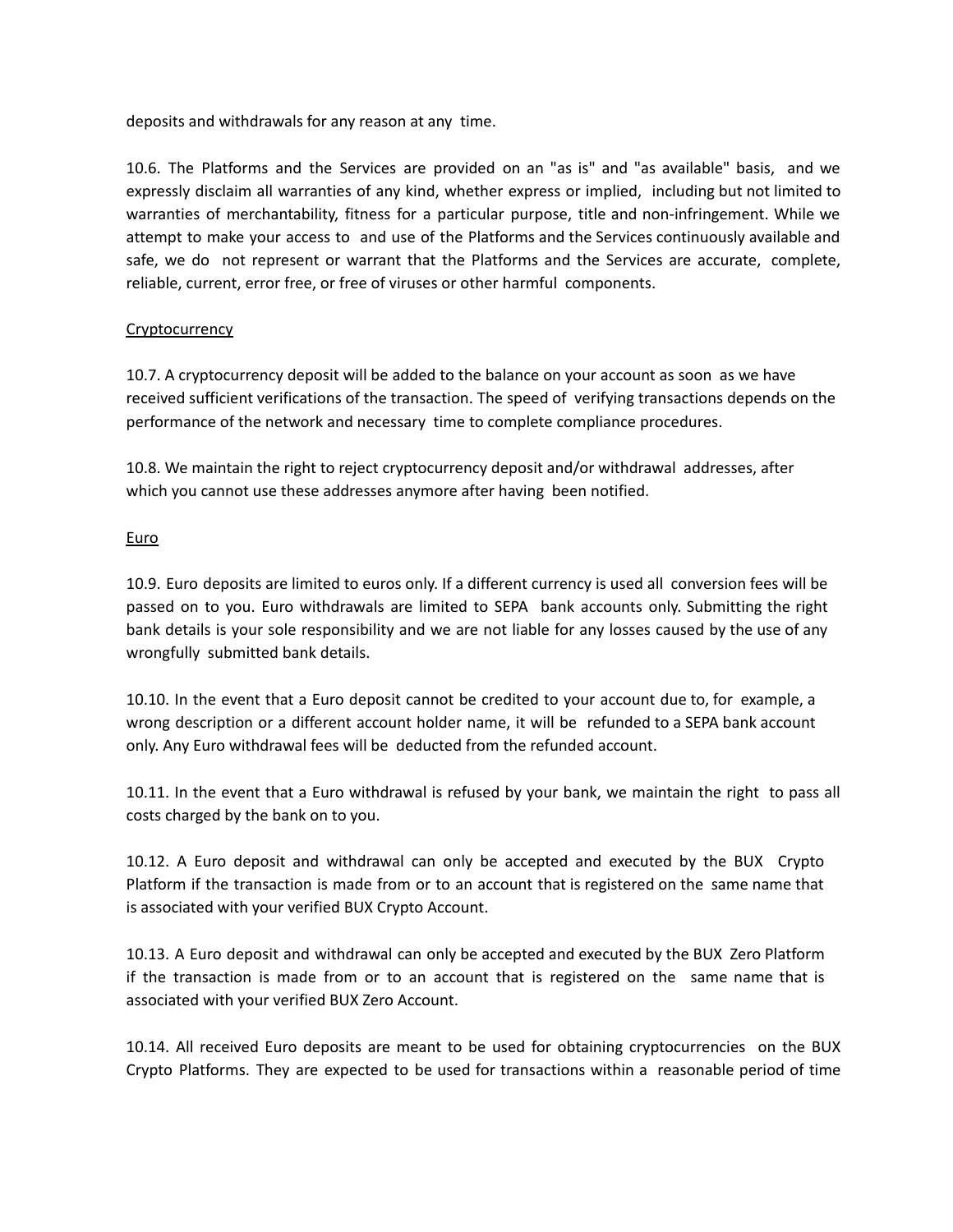deposits and withdrawals for any reason at any time.

10.6. The Platforms and the Services are provided on an "as is" and "as available" basis, and we expressly disclaim all warranties of any kind, whether express or implied, including but not limited to warranties of merchantability, fitness for a particular purpose, title and non-infringement. While we attempt to make your access to and use of the Platforms and the Services continuously available and safe, we do not represent or warrant that the Platforms and the Services are accurate, complete, reliable, current, error free, or free of viruses or other harmful components.

<u>Cryptocurrency</u>

10.7. A cryptocurrency deposit will be added to the balance on your account as soon as we have received sufficient verifications of the transaction. The speed of verifying transactions depends on the performance of the network and necessary time to complete compliance procedures.

10.8. We maintain the right to reject cryptocurrency deposit and/or withdrawal addresses, after which you cannot use these addresses anymore after having been notified.

<u>Euro</u>

10.9. Euro deposits are limited to euros only. If a different currency is used all conversion fees will be passed on to you. Euro withdrawals are limited to SEPA bank accounts only. Submitting the right bank details is your sole responsibility and we are not liable for any losses caused by the use of any wrongfully submitted bank details.

10.10. In the event that a Euro deposit cannot be credited to your account due to, for example, a wrong description or a different account holder name, it will be refunded to a SEPA bank account only. Any Euro withdrawal fees will be deducted from the refunded account.

10.11. In the event that a Euro withdrawal is refused by your bank, we maintain the right to pass all costs charged by the bank on to you.

10.12. A Euro deposit and withdrawal can only be accepted and executed by the BUX Crypto Platform if the transaction is made from or to an account that is registered on the same name that is associated with your verified BUX Crypto Account.

10.13. A Euro deposit and withdrawal can only be accepted and executed by the BUX Zero Platform if the transaction is made from or to an account that is registered on the same name that is associated with your verified BUX Zero Account.

10.14. All received Euro deposits are meant to be used for obtaining cryptocurrencies on the BUX Crypto Platforms. They are expected to be used for transactions within a reasonable period of time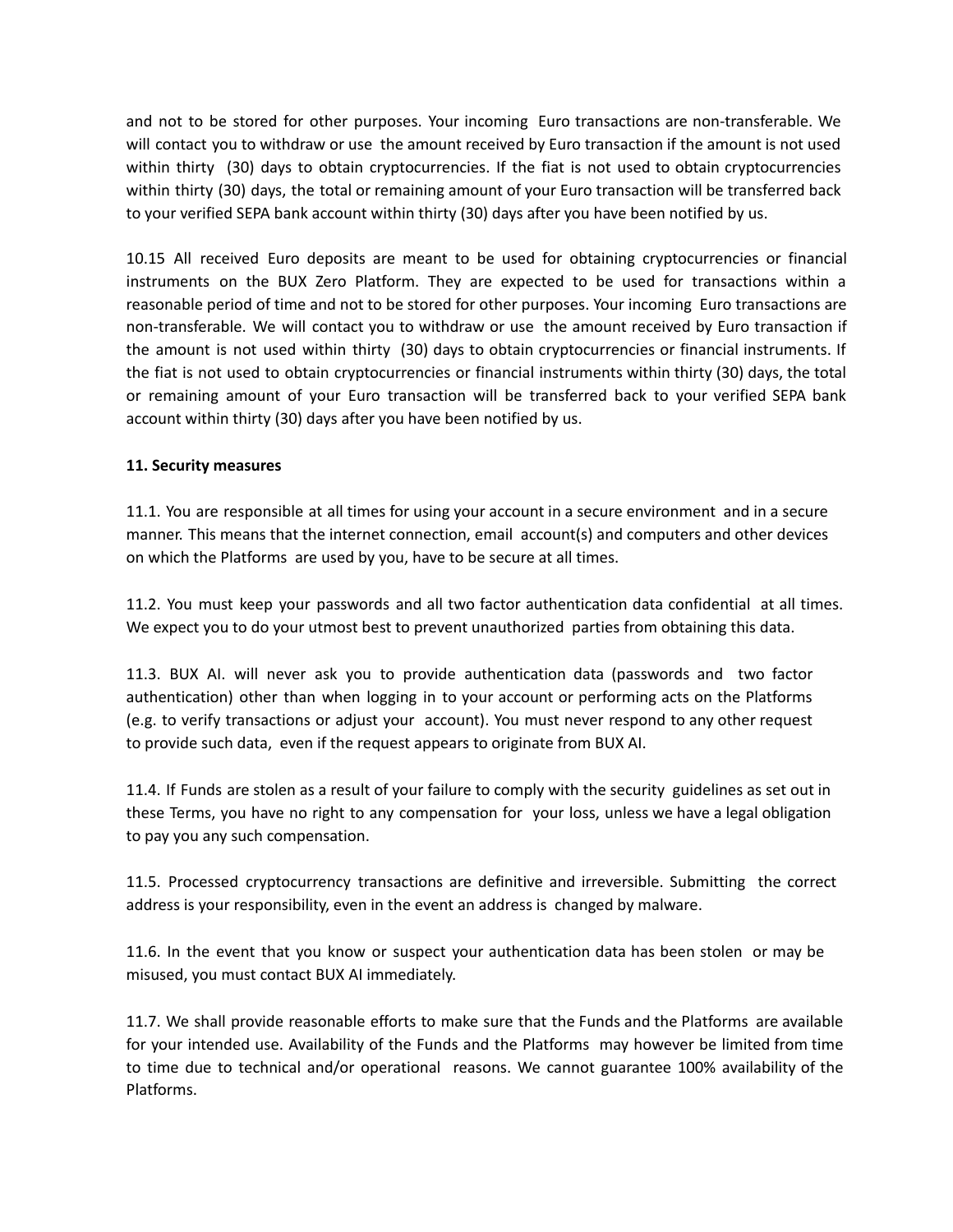and not to be stored for other purposes. Your incoming Euro transactions are non-transferable. We will contact you to withdraw or use the amount received by Euro transaction if the amount is not used within thirty (30) days to obtain cryptocurrencies. If the fiat is not used to obtain cryptocurrencies within thirty (30) days, the total or remaining amount of your Euro transaction will be transferred back to your verified SEPA bank account within thirty (30) days after you have been notified by us.

10.15 All received Euro deposits are meant to be used for obtaining cryptocurrencies or financial instruments on the BUX Zero Platform. They are expected to be used for transactions within a reasonable period of time and not to be stored for other purposes. Your incoming Euro transactions are non-transferable. We will contact you to withdraw or use the amount received by Euro transaction if the amount is not used within thirty (30) days to obtain cryptocurrencies or financial instruments. If the fiat is not used to obtain cryptocurrencies or financial instruments within thirty (30) days, the total or remaining amount of your Euro transaction will be transferred back to your verified SEPA bank account within thirty (30) days after you have been notified by us.

**11. Security measures**

11.1. You are responsible at all times for using your account in a secure environment and in a secure manner. This means that the internet connection, email account(s) and computers and other devices on which the Platforms are used by you, have to be secure at all times.

11.2. You must keep your passwords and all two factor authentication data confidential at all times. We expect you to do your utmost best to prevent unauthorized parties from obtaining this data.

11.3. BUX AI. will never ask you to provide authentication data (passwords and two factor authentication) other than when logging in to your account or performing acts on the Platforms (e.g. to verify transactions or adjust your account). You must never respond to any other request to provide such data, even if the request appears to originate from BUX AI.

11.4. If Funds are stolen as a result of your failure to comply with the security guidelines as set out in these Terms, you have no right to any compensation for your loss, unless we have a legal obligation to pay you any such compensation.

11.5. Processed cryptocurrency transactions are definitive and irreversible. Submitting the correct address is your responsibility, even in the event an address is changed by malware.

11.6. In the event that you know or suspect your authentication data has been stolen or may be misused, you must contact BUX AI immediately.

11.7. We shall provide reasonable efforts to make sure that the Funds and the Platforms are available for your intended use. Availability of the Funds and the Platforms may however be limited from time to time due to technical and/or operational reasons. We cannot guarantee 100% availability of the Platforms.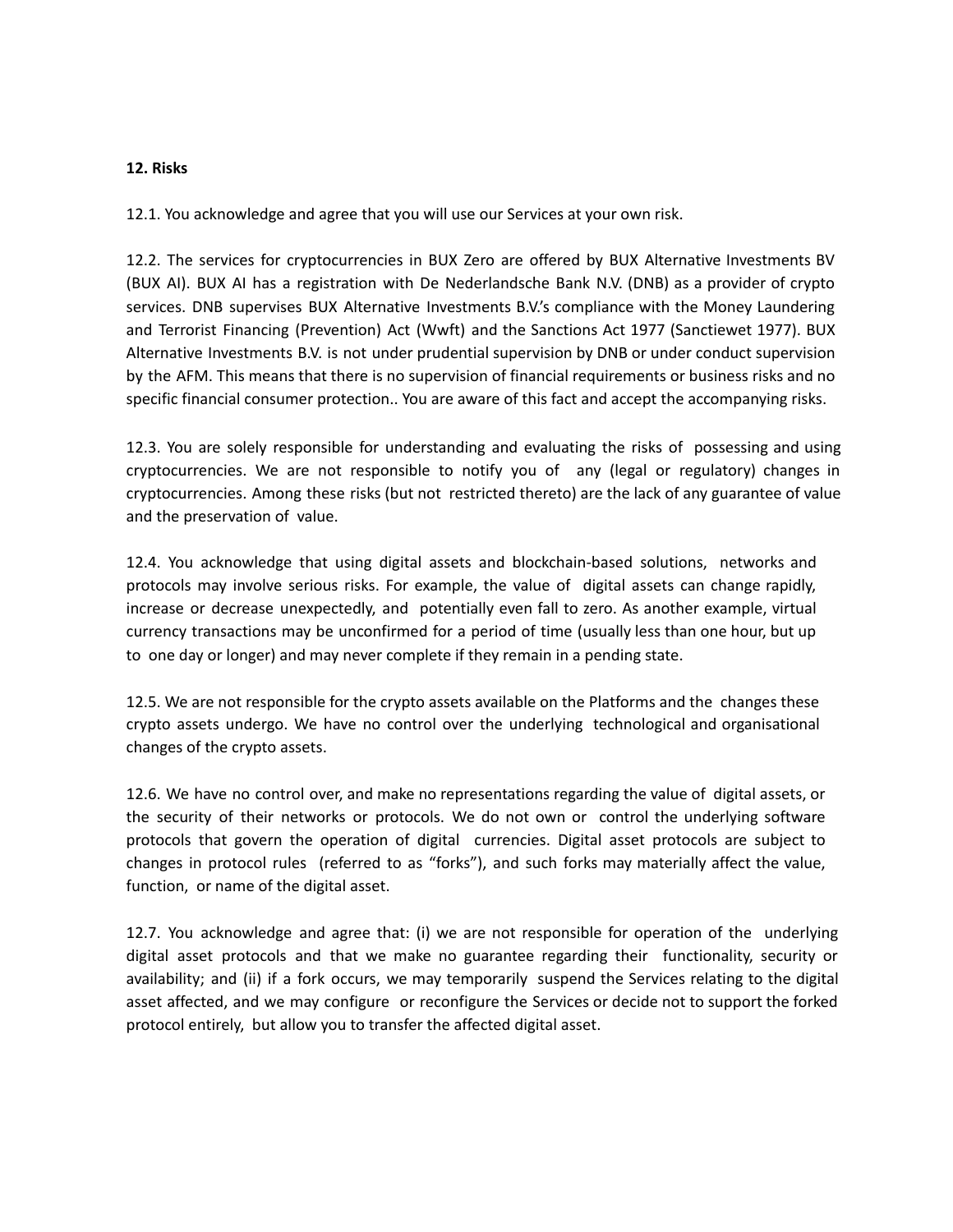**12. Risks**

12.1. You acknowledge and agree that you will use our Services at your own risk.

12.2. The services for cryptocurrencies in BUX Zero are offered by BUX Alternative Investments BV (BUX AI). BUX AI has a registration with De Nederlandsche Bank N.V. (DNB) as a provider of crypto services. DNB supervises BUX Alternative Investments B.V.'s compliance with the Money Laundering and Terrorist Financing (Prevention) Act (Wwft) and the Sanctions Act 1977 (Sanctiewet 1977). BUX Alternative Investments B.V. is not under prudential supervision by DNB or under conduct supervision by the AFM. This means that there is no supervision of financial requirements or business risks and no specific financial consumer protection.. You are aware of this fact and accept the accompanying risks.

12.3. You are solely responsible for understanding and evaluating the risks of possessing and using cryptocurrencies. We are not responsible to notify you of any (legal or regulatory) changes in cryptocurrencies. Among these risks (but not restricted thereto) are the lack of any guarantee of value and the preservation of value.

12.4. You acknowledge that using digital assets and blockchain-based solutions, networks and protocols may involve serious risks. For example, the value of digital assets can change rapidly, increase or decrease unexpectedly, and potentially even fall to zero. As another example, virtual currency transactions may be unconfirmed for a period of time (usually less than one hour, but up to one day or longer) and may never complete if they remain in a pending state.

12.5. We are not responsible for the crypto assets available on the Platforms and the changes these crypto assets undergo. We have no control over the underlying technological and organisational changes of the crypto assets.

12.6. We have no control over, and make no representations regarding the value of digital assets, or the security of their networks or protocols. We do not own or control the underlying software protocols that govern the operation of digital currencies. Digital asset protocols are subject to changes in protocol rules (referred to as "forks"), and such forks may materially affect the value, function, or name of the digital asset.

12.7. You acknowledge and agree that: (i) we are not responsible for operation of the underlying digital asset protocols and that we make no guarantee regarding their functionality, security or availability; and (ii) if a fork occurs, we may temporarily suspend the Services relating to the digital asset affected, and we may configure or reconfigure the Services or decide not to support the forked protocol entirely, but allow you to transfer the affected digital asset.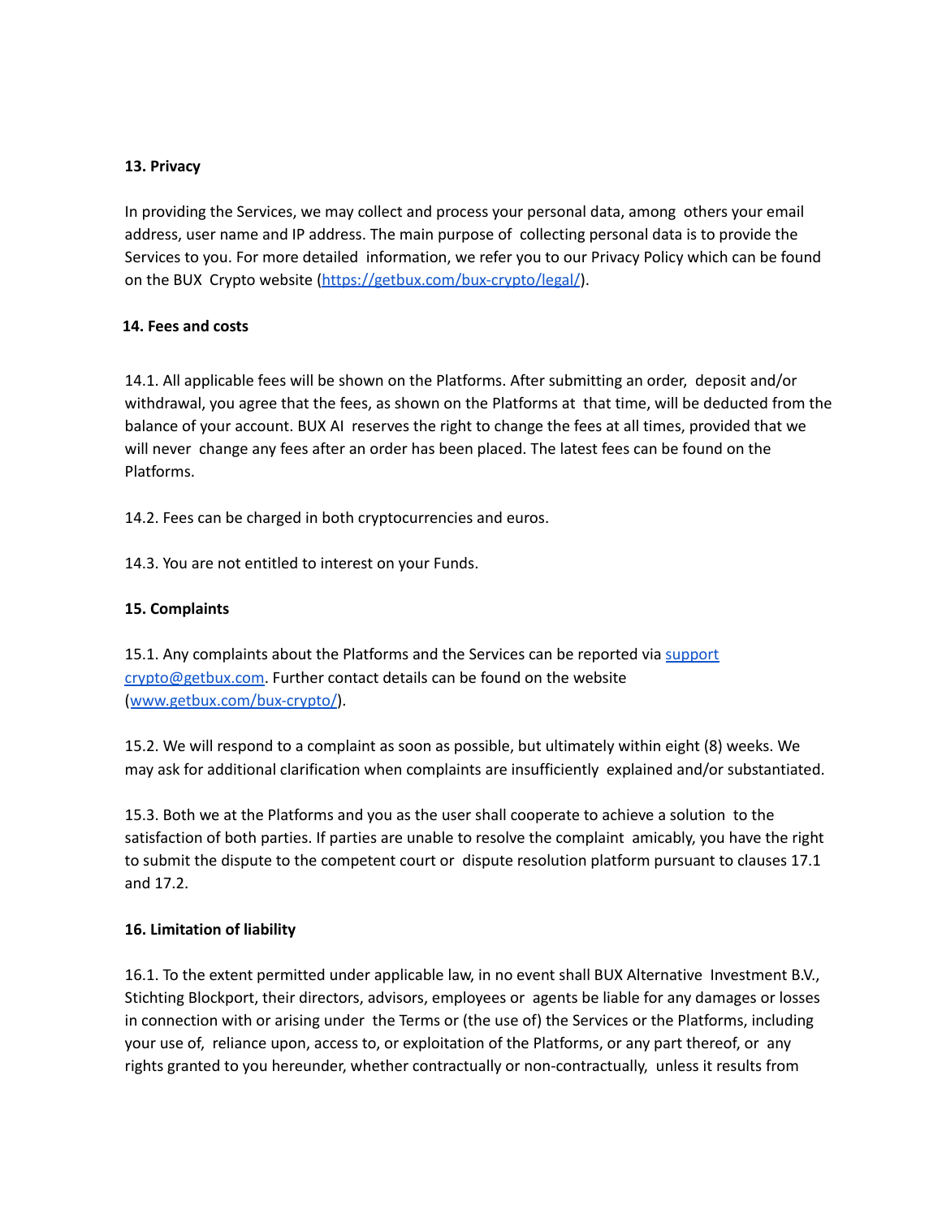**13. Privacy**

In providing the Services, we may collect and process your personal data, among others your email address, user name and IP address. The main purpose of collecting personal data is to provide the Services to you. For more detailed information, we refer you to our Privacy Policy which can be found on the BUX Crypto website (https://getbux.com/bux-crypto/legal/).

**14. Fees and costs**

14.1. All applicable fees will be shown on the Platforms. After submitting an order, deposit and/or withdrawal, you agree that the fees, as shown on the Platforms at that time, will be deducted from the balance of your account. BUX AI reserves the right to change the fees at all times, provided that we will never change any fees after an order has been placed. The latest fees can be found on the Platforms.

14.2. Fees can be charged in both cryptocurrencies and euros.

14.3. You are not entitled to interest on your Funds.

**15. Complaints**

15.1. Any complaints about the Platforms and the Services can be reported via support crypto@getbux.com. Further contact details can be found on the website (www.getbux.com/bux-crypto/).

15.2. We will respond to a complaint as soon as possible, but ultimately within eight (8) weeks. We may ask for additional clarification when complaints are insufficiently explained and/or substantiated.

15.3. Both we at the Platforms and you as the user shall cooperate to achieve a solution to the satisfaction of both parties. If parties are unable to resolve the complaint amicably, you have the right to submit the dispute to the competent court or dispute resolution platform pursuant to clauses 17.1 and 17.2.

**16. Limitation of liability**

16.1. To the extent permitted under applicable law, in no event shall BUX Alternative Investment B.V., Stichting Blockport, their directors, advisors, employees or agents be liable for any damages or losses in connection with or arising under the Terms or (the use of) the Services or the Platforms, including your use of, reliance upon, access to, or exploitation of the Platforms, or any part thereof, or any rights granted to you hereunder, whether contractually or non-contractually, unless it results from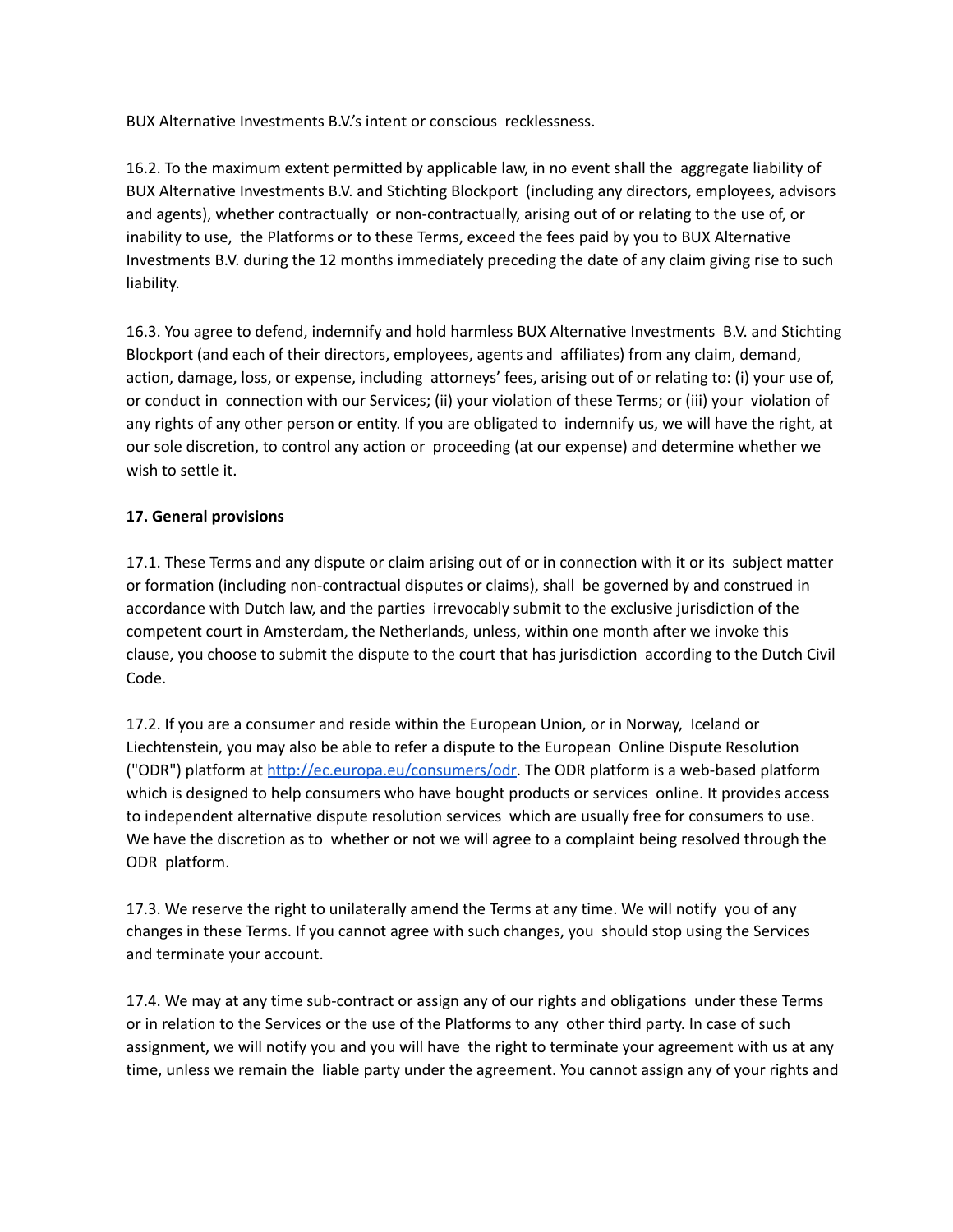BUX Alternative Investments B.V.'s intent or conscious recklessness.

16.2. To the maximum extent permitted by applicable law, in no event shall the aggregate liability of BUX Alternative Investments B.V. and Stichting Blockport (including any directors, employees, advisors and agents), whether contractually or non-contractually, arising out of or relating to the use of, or inability to use, the Platforms or to these Terms, exceed the fees paid by you to BUX Alternative Investments B.V. during the 12 months immediately preceding the date of any claim giving rise to such liability.

16.3. You agree to defend, indemnify and hold harmless BUX Alternative Investments B.V. and Stichting Blockport (and each of their directors, employees, agents and affiliates) from any claim, demand, action, damage, loss, or expense, including attorneys' fees, arising out of or relating to: (i) your use of, or conduct in connection with our Services; (ii) your violation of these Terms; or (iii) your violation of any rights of any other person or entity. If you are obligated to indemnify us, we will have the right, at our sole discretion, to control any action or proceeding (at our expense) and determine whether we wish to settle it.

**17. General provisions**

17.1. These Terms and any dispute or claim arising out of or in connection with it or its subject matter or formation (including non-contractual disputes or claims), shall be governed by and construed in accordance with Dutch law, and the parties irrevocably submit to the exclusive jurisdiction of the competent court in Amsterdam, the Netherlands, unless, within one month after we invoke this clause, you choose to submit the dispute to the court that has jurisdiction according to the Dutch Civil Code.

17.2. If you are a consumer and reside within the European Union, or in Norway, Iceland or Liechtenstein, you may also be able to refer a dispute to the European Online Dispute Resolution ("ODR") platform at [http://ec.europa.eu/consumers/odr](http://ec.europa.eu/consumers/odr). The ODR platform is a web-based platform which is designed to help consumers who have bought products or services online. It provides access to independent alternative dispute resolution services which are usually free for consumers to use. We have the discretion as to whether or not we will agree to a complaint being resolved through the ODR platform.

17.3. We reserve the right to unilaterally amend the Terms at any time. We will notify you of any changes in these Terms. If you cannot agree with such changes, you should stop using the Services and terminate your account.

17.4. We may at any time sub-contract or assign any of our rights and obligations under these Terms or in relation to the Services or the use of the Platforms to any other third party. In case of such assignment, we will notify you and you will have the right to terminate your agreement with us at any time, unless we remain the liable party under the agreement. You cannot assign any of your rights and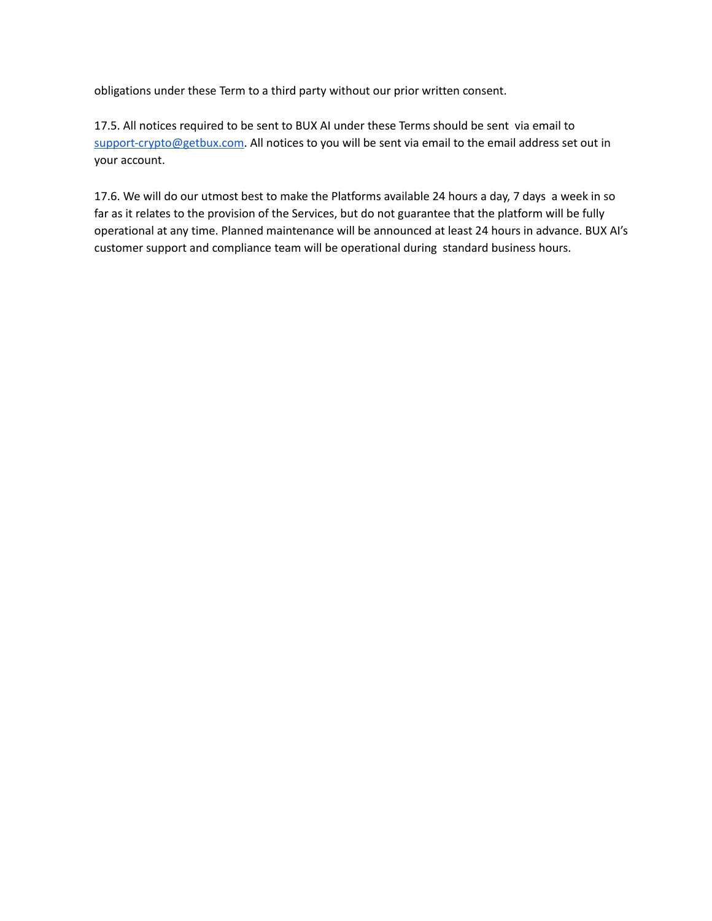obligations under these Term to a third party without our prior written consent.

17.5. All notices required to be sent to BUX AI under these Terms should be sent via email to support-crypto@getbux.com. All notices to you will be sent via email to the email address set out in your account.

17.6. We will do our utmost best to make the Platforms available 24 hours a day, 7 days a week in so far as it relates to the provision of the Services, but do not guarantee that the platform will be fully operational at any time. Planned maintenance will be announced at least 24 hours in advance. BUX AI's customer support and compliance team will be operational during standard business hours.